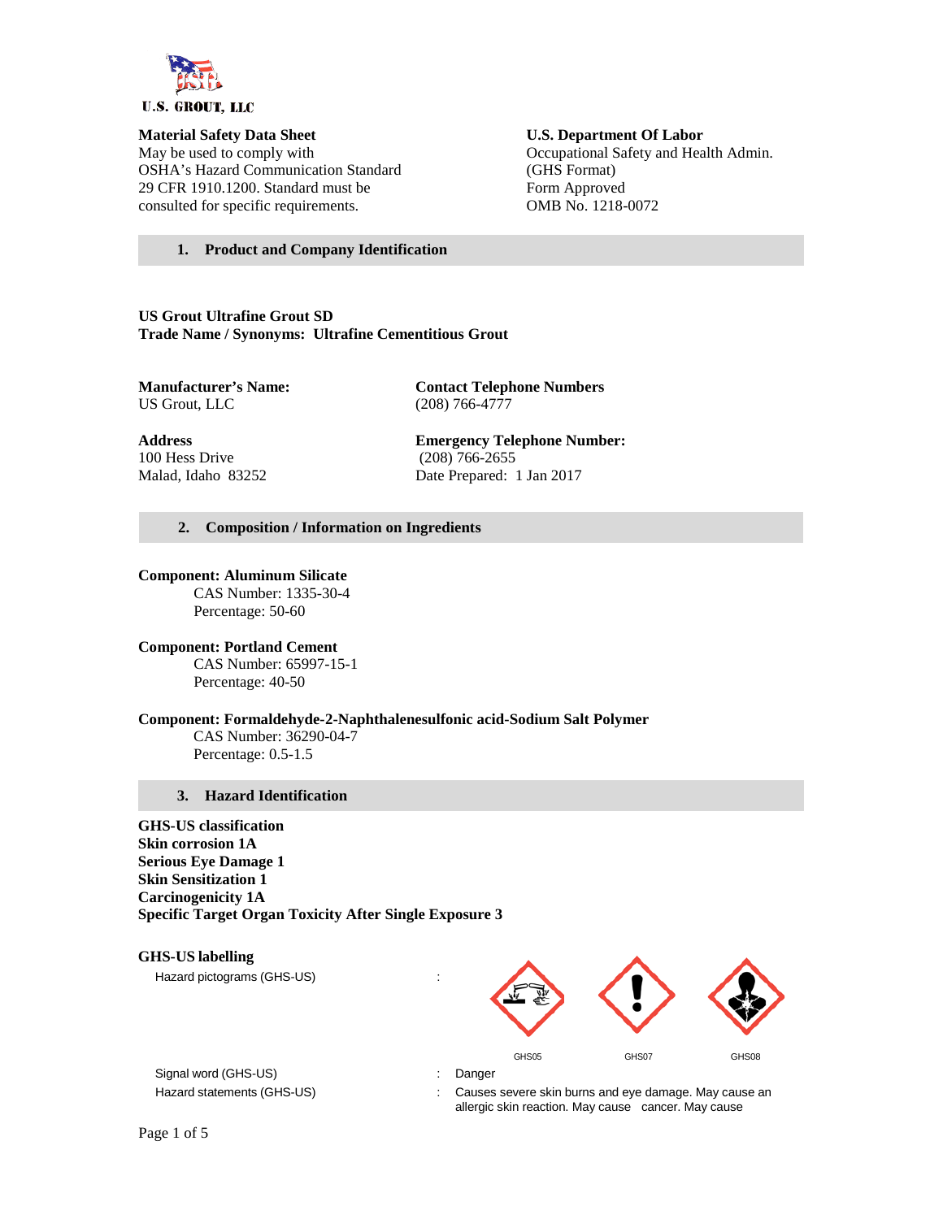U.S. GROUT, LLC

**Material Safety Data Sheet**
May be used to comply with
OSHA's Hazard Communication Standard
29 CFR 1910.1200. Standard must be
consulted for specific requirements.

**U.S. Department Of Labor**
Occupational Safety and Health Admin.
(GHS Format)
Form Approved
OMB No. 1218-0072

## 1. Product and Company Identification

**US Grout Ultrafine Grout SD**
**Trade Name / Synonyms: Ultrafine Cementitious Grout**

**Manufacturer's Name:**
US Grout, LLC

**Contact Telephone Numbers**
(208) 766-4777

**Address**
100 Hess Drive
Malad, Idaho 83252

**Emergency Telephone Number:**
(208) 766-2655
Date Prepared: 1 Jan 2017

## 2. Composition / Information on Ingredients

**Component: Aluminum Silicate**
CAS Number: 1335-30-4
Percentage: 50-60

**Component: Portland Cement**
CAS Number: 65997-15-1
Percentage: 40-50

**Component: Formaldehyde-2-Naphthalenesulfonic acid-Sodium Salt Polymer**
CAS Number: 36290-04-7
Percentage: 0.5-1.5

## 3. Hazard Identification

**GHS-US classification**
**Skin corrosion 1A**
**Serious Eye Damage 1**
**Skin Sensitization 1**
**Carcinogenicity 1A**
**Specific Target Organ Toxicity After Single Exposure 3**

**GHS-US labelling**

Hazard pictograms (GHS-US) : GHS05 GHS07 GHS08

Signal word (GHS-US) : Danger

Hazard statements (GHS-US) : Causes severe skin burns and eye damage. May cause an allergic skin reaction. May cause cancer. May cause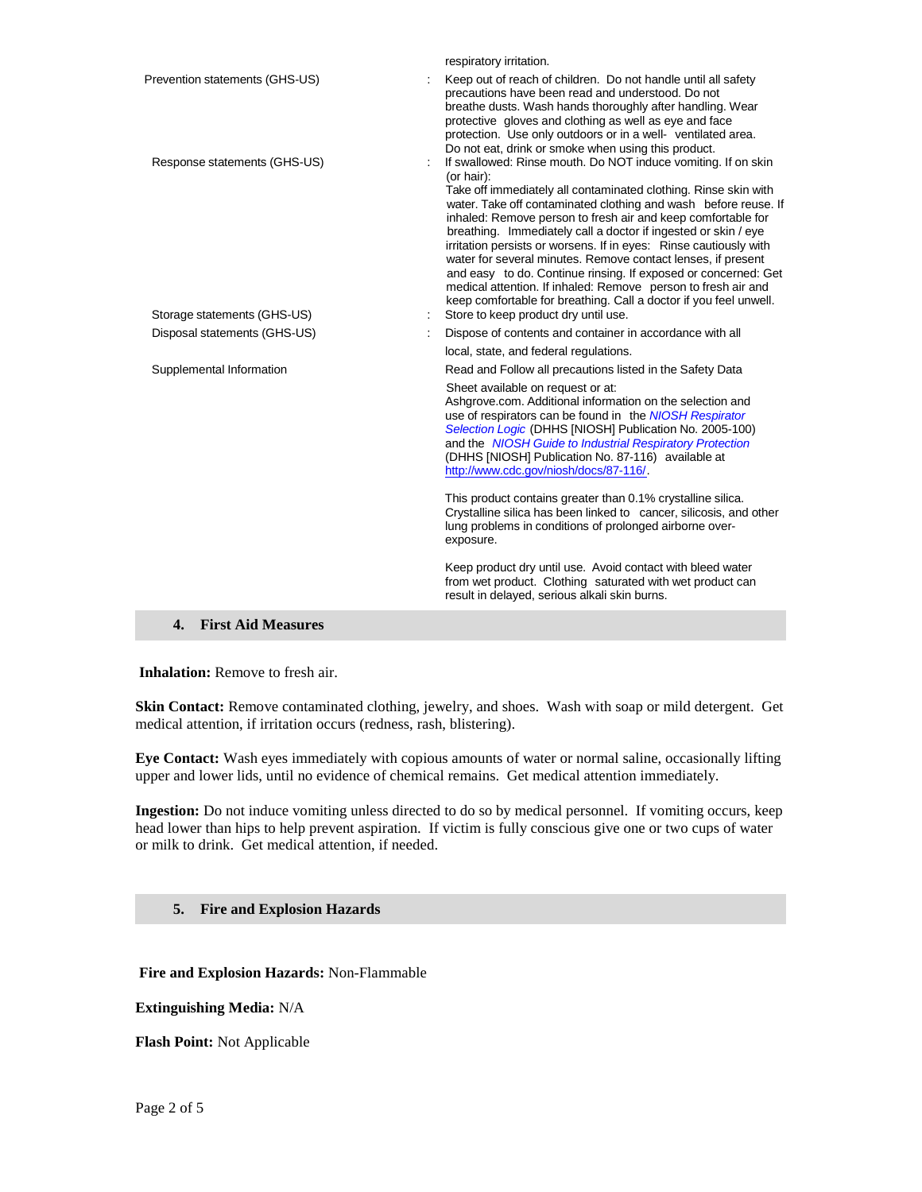| | | |
|---|---|---|
| | | respiratory irritation. |
| Prevention statements (GHS-US) | : | Keep out of reach of children. Do not handle until all safety precautions have been read and understood. Do not breathe dusts. Wash hands thoroughly after handling. Wear protective gloves and clothing as well as eye and face protection. Use only outdoors or in a well- ventilated area. Do not eat, drink or smoke when using this product. |
| Response statements (GHS-US) | : | If swallowed: Rinse mouth. Do NOT induce vomiting. If on skin (or hair): Take off immediately all contaminated clothing. Rinse skin with water. Take off contaminated clothing and wash before reuse. If inhaled: Remove person to fresh air and keep comfortable for breathing. Immediately call a doctor if ingested or skin / eye irritation persists or worsens. If in eyes: Rinse cautiously with water for several minutes. Remove contact lenses, if present and easy to do. Continue rinsing. If exposed or concerned: Get medical attention. If inhaled: Remove person to fresh air and keep comfortable for breathing. Call a doctor if you feel unwell. |
| Storage statements (GHS-US) | : | Store to keep product dry until use. |
| Disposal statements (GHS-US) | : | Dispose of contents and container in accordance with all local, state, and federal regulations. |
| Supplemental Information | | Read and Follow all precautions listed in the Safety Data Sheet available on request or at: Ashgrove.com. Additional information on the selection and use of respirators can be found in the *NIOSH Respirator Selection Logic* (DHHS [NIOSH] Publication No. 2005-100) and the *NIOSH Guide to Industrial Respiratory Protection* (DHHS [NIOSH] Publication No. 87-116) available at http://www.cdc.gov/niosh/docs/87-116/.<br><br>This product contains greater than 0.1% crystalline silica. Crystalline silica has been linked to cancer, silicosis, and other lung problems in conditions of prolonged airborne over-exposure.<br><br>Keep product dry until use. Avoid contact with bleed water from wet product. Clothing saturated with wet product can result in delayed, serious alkali skin burns. |

## 4. First Aid Measures

**Inhalation:** Remove to fresh air.

**Skin Contact:** Remove contaminated clothing, jewelry, and shoes. Wash with soap or mild detergent. Get medical attention, if irritation occurs (redness, rash, blistering).

**Eye Contact:** Wash eyes immediately with copious amounts of water or normal saline, occasionally lifting upper and lower lids, until no evidence of chemical remains. Get medical attention immediately.

**Ingestion:** Do not induce vomiting unless directed to do so by medical personnel. If vomiting occurs, keep head lower than hips to help prevent aspiration. If victim is fully conscious give one or two cups of water or milk to drink. Get medical attention, if needed.

## 5. Fire and Explosion Hazards

**Fire and Explosion Hazards:** Non-Flammable

**Extinguishing Media:** N/A

**Flash Point:** Not Applicable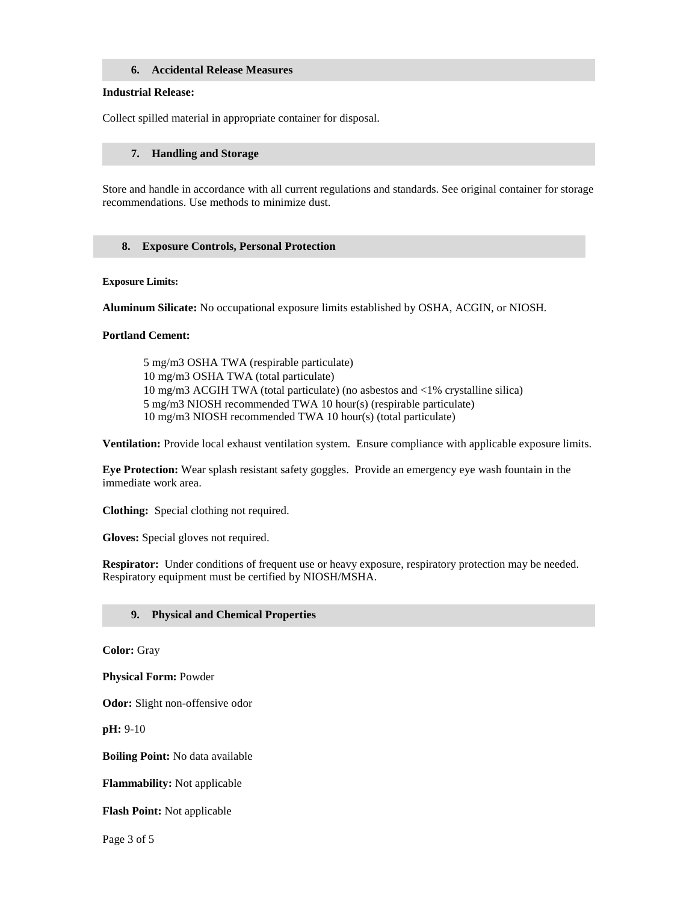## 6. Accidental Release Measures

**Industrial Release:**

Collect spilled material in appropriate container for disposal.

## 7. Handling and Storage

Store and handle in accordance with all current regulations and standards. See original container for storage recommendations. Use methods to minimize dust.

## 8. Exposure Controls, Personal Protection

**Exposure Limits:**

**Aluminum Silicate:** No occupational exposure limits established by OSHA, ACGIN, or NIOSH.

**Portland Cement:**

5 mg/m3 OSHA TWA (respirable particulate)
10 mg/m3 OSHA TWA (total particulate)
10 mg/m3 ACGIH TWA (total particulate) (no asbestos and <1% crystalline silica)
5 mg/m3 NIOSH recommended TWA 10 hour(s) (respirable particulate)
10 mg/m3 NIOSH recommended TWA 10 hour(s) (total particulate)

**Ventilation:** Provide local exhaust ventilation system. Ensure compliance with applicable exposure limits.

**Eye Protection:** Wear splash resistant safety goggles. Provide an emergency eye wash fountain in the immediate work area.

**Clothing:** Special clothing not required.

**Gloves:** Special gloves not required.

**Respirator:** Under conditions of frequent use or heavy exposure, respiratory protection may be needed. Respiratory equipment must be certified by NIOSH/MSHA.

## 9. Physical and Chemical Properties

**Color:** Gray

**Physical Form:** Powder

**Odor:** Slight non-offensive odor

**pH:** 9-10

**Boiling Point:** No data available

**Flammability:** Not applicable

**Flash Point:** Not applicable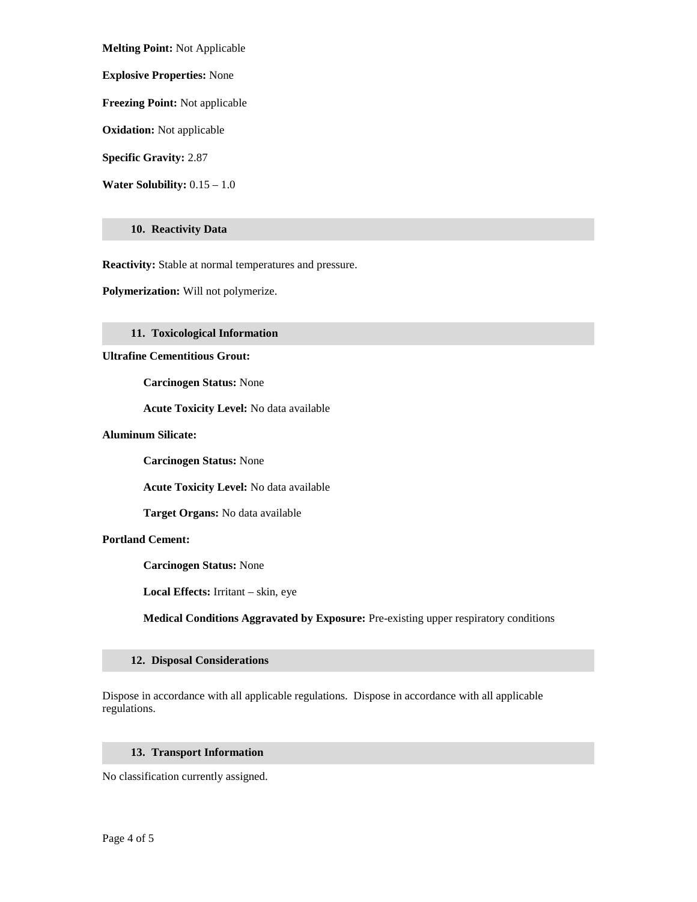**Melting Point:** Not Applicable

**Explosive Properties:** None

**Freezing Point:** Not applicable

**Oxidation:** Not applicable

**Specific Gravity:** 2.87

**Water Solubility:** 0.15 – 1.0

## 10. Reactivity Data

**Reactivity:** Stable at normal temperatures and pressure.

**Polymerization:** Will not polymerize.

## 11. Toxicological Information

**Ultrafine Cementitious Grout:**

> **Carcinogen Status:** None
>
> **Acute Toxicity Level:** No data available

**Aluminum Silicate:**

> **Carcinogen Status:** None
>
> **Acute Toxicity Level:** No data available
>
> **Target Organs:** No data available

**Portland Cement:**

> **Carcinogen Status:** None
>
> **Local Effects:** Irritant – skin, eye
>
> **Medical Conditions Aggravated by Exposure:** Pre-existing upper respiratory conditions

## 12. Disposal Considerations

Dispose in accordance with all applicable regulations. Dispose in accordance with all applicable regulations.

## 13. Transport Information

No classification currently assigned.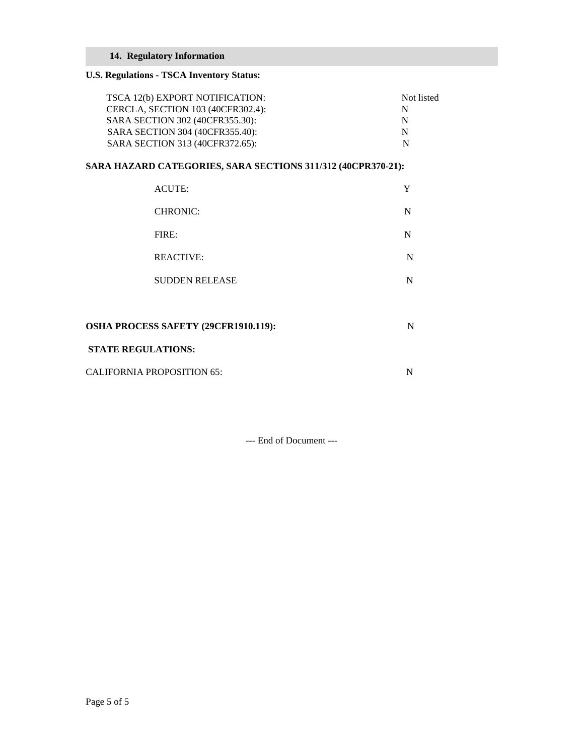## 14. Regulatory Information

**U.S. Regulations - TSCA Inventory Status:**

| | |
|---|---|
| TSCA 12(b) EXPORT NOTIFICATION: | Not listed |
| CERCLA, SECTION 103 (40CFR302.4): | N |
| SARA SECTION 302 (40CFR355.30): | N |
| SARA SECTION 304 (40CFR355.40): | N |
| SARA SECTION 313 (40CFR372.65): | N |

**SARA HAZARD CATEGORIES, SARA SECTIONS 311/312 (40CPR370-21):**

| | |
|---|---|
| ACUTE: | Y |
| CHRONIC: | N |
| FIRE: | N |
| REACTIVE: | N |
| SUDDEN RELEASE | N |

**OSHA PROCESS SAFETY (29CFR1910.119):** N

**STATE REGULATIONS:**

CALIFORNIA PROPOSITION 65: N

--- End of Document ---